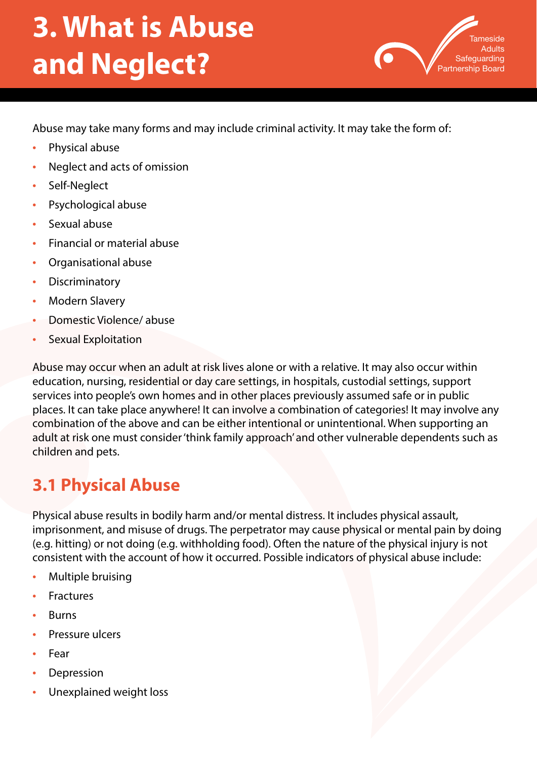# 3. What is Abuse and Neglect?

Abuse may take many forms and may include criminal activity. It may take the form of:

- Physical abuse
- Neglect and acts of omission
- Self-Neglect
- Psychological abuse
- Sexual abuse
- Financial or material abuse
- Organisational abuse
- Discriminatory
- Modern Slavery
- Domestic Violence/ abuse
- Sexual Exploitation

Abuse may occur when an adult at risk lives alone or with a relative. It may also occur within education, nursing, residential or day care settings, in hospitals, custodial settings, support services into people's own homes and in other places previously assumed safe or in public places. It can take place anywhere! It can involve a combination of categories! It may involve any combination of the above and can be either intentional or unintentional. When supporting an adult at risk one must consider 'think family approach' and other vulnerable dependents such as children and pets.

## 3.1 Physical Abuse

Physical abuse results in bodily harm and/or mental distress. It includes physical assault, imprisonment, and misuse of drugs. The perpetrator may cause physical or mental pain by doing (e.g. hitting) or not doing (e.g. withholding food). Often the nature of the physical injury is not consistent with the account of how it occurred. Possible indicators of physical abuse include:

- Multiple bruising
- Fractures
- Burns
- Pressure ulcers
- Fear
- Depression
- Unexplained weight loss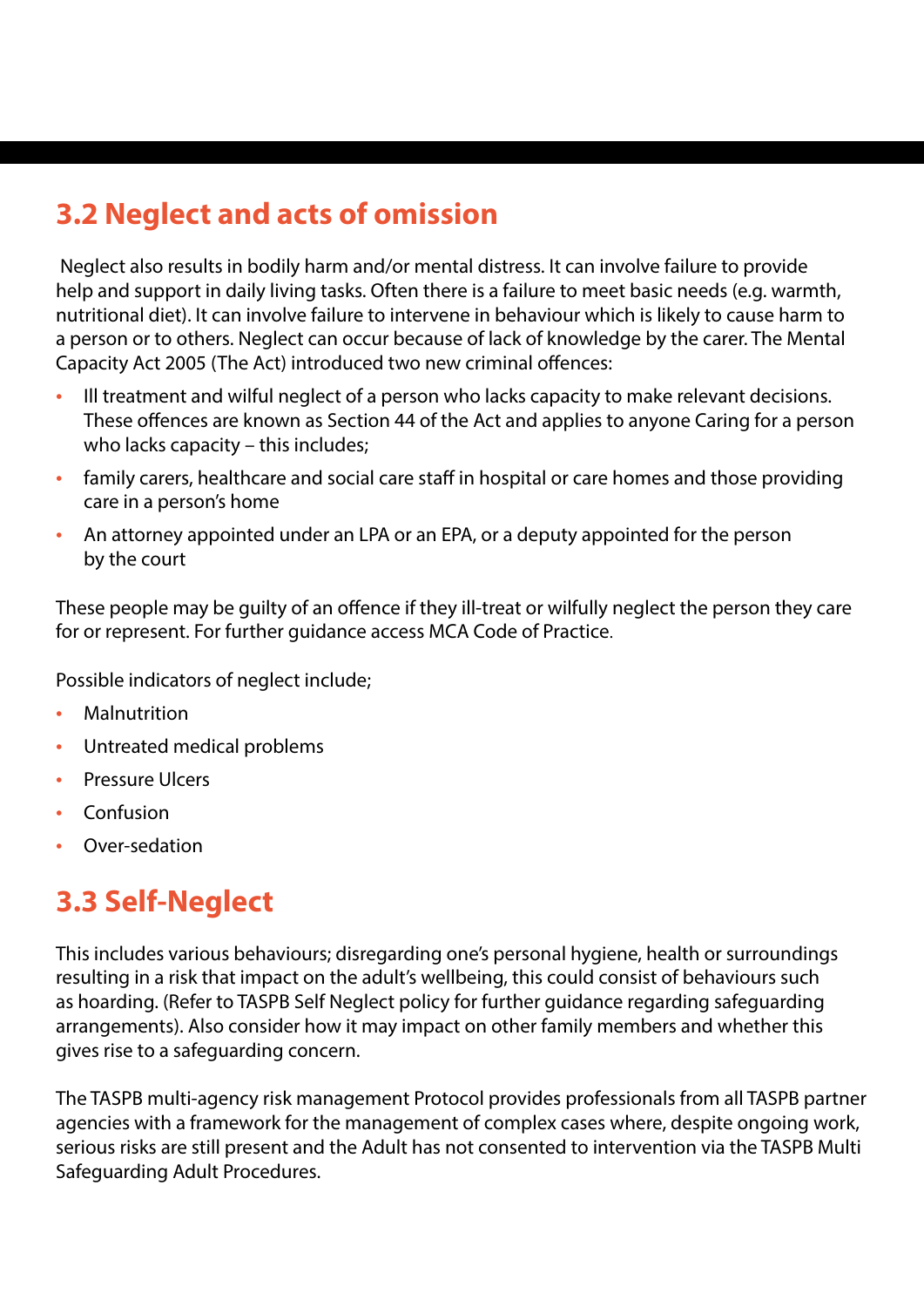## 3.2 Neglect and acts of omission

Neglect also results in bodily harm and/or mental distress. It can involve failure to provide help and support in daily living tasks. Often there is a failure to meet basic needs (e.g. warmth, nutritional diet). It can involve failure to intervene in behaviour which is likely to cause harm to a person or to others. Neglect can occur because of lack of knowledge by the carer. The Mental Capacity Act 2005 (The Act) introduced two new criminal offences:

- Ill treatment and wilful neglect of a person who lacks capacity to make relevant decisions. These offences are known as Section 44 of the Act and applies to anyone Caring for a person who lacks capacity – this includes;
- family carers, healthcare and social care staff in hospital or care homes and those providing care in a person's home
- An attorney appointed under an LPA or an EPA, or a deputy appointed for the person by the court

These people may be guilty of an offence if they ill-treat or wilfully neglect the person they care for or represent. For further guidance access MCA Code of Practice.

Possible indicators of neglect include;

- Malnutrition
- Untreated medical problems
- Pressure Ulcers
- Confusion
- Over-sedation

## 3.3 Self-Neglect

This includes various behaviours; disregarding one's personal hygiene, health or surroundings resulting in a risk that impact on the adult's wellbeing, this could consist of behaviours such as hoarding. (Refer to TASPB Self Neglect policy for further guidance regarding safeguarding arrangements). Also consider how it may impact on other family members and whether this gives rise to a safeguarding concern.

The TASPB multi-agency risk management Protocol provides professionals from all TASPB partner agencies with a framework for the management of complex cases where, despite ongoing work, serious risks are still present and the Adult has not consented to intervention via the TASPB Multi Safeguarding Adult Procedures.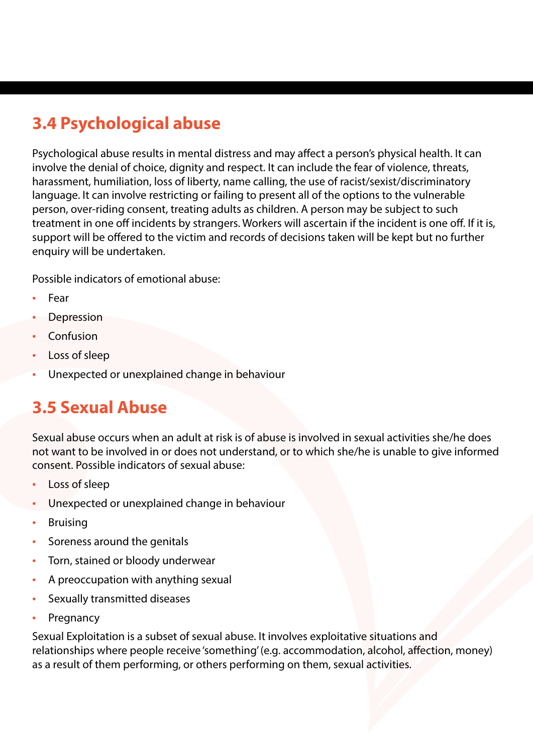## 3.4 Psychological abuse

Psychological abuse results in mental distress and may affect a person's physical health. It can involve the denial of choice, dignity and respect. It can include the fear of violence, threats, harassment, humiliation, loss of liberty, name calling, the use of racist/sexist/discriminatory language. It can involve restricting or failing to present all of the options to the vulnerable person, over-riding consent, treating adults as children. A person may be subject to such treatment in one off incidents by strangers. Workers will ascertain if the incident is one off. If it is, support will be offered to the victim and records of decisions taken will be kept but no further enquiry will be undertaken.

Possible indicators of emotional abuse:

- Fear
- Depression
- Confusion
- Loss of sleep
- Unexpected or unexplained change in behaviour

## 3.5 Sexual Abuse

Sexual abuse occurs when an adult at risk is of abuse is involved in sexual activities she/he does not want to be involved in or does not understand, or to which she/he is unable to give informed consent. Possible indicators of sexual abuse:

- Loss of sleep
- Unexpected or unexplained change in behaviour
- Bruising
- Soreness around the genitals
- Torn, stained or bloody underwear
- A preoccupation with anything sexual
- Sexually transmitted diseases
- Pregnancy

Sexual Exploitation is a subset of sexual abuse. It involves exploitative situations and relationships where people receive 'something' (e.g. accommodation, alcohol, affection, money) as a result of them performing, or others performing on them, sexual activities.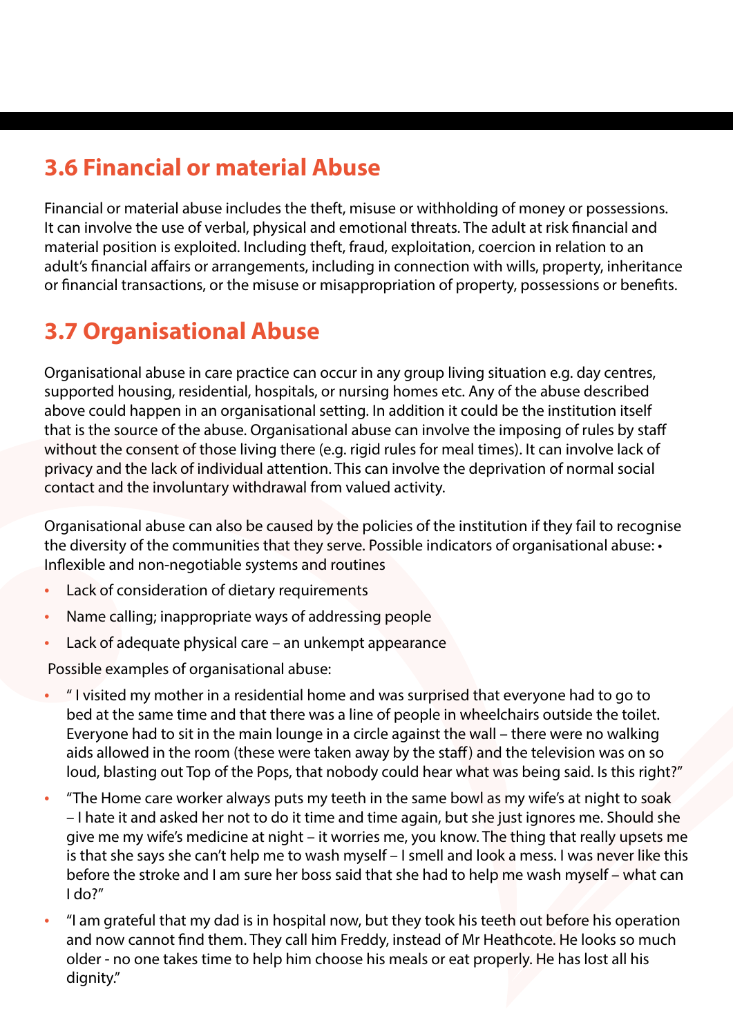## 3.6 Financial or material Abuse

Financial or material abuse includes the theft, misuse or withholding of money or possessions. It can involve the use of verbal, physical and emotional threats. The adult at risk financial and material position is exploited. Including theft, fraud, exploitation, coercion in relation to an adult's financial affairs or arrangements, including in connection with wills, property, inheritance or financial transactions, or the misuse or misappropriation of property, possessions or benefits.

## 3.7 Organisational Abuse

Organisational abuse in care practice can occur in any group living situation e.g. day centres, supported housing, residential, hospitals, or nursing homes etc. Any of the abuse described above could happen in an organisational setting. In addition it could be the institution itself that is the source of the abuse. Organisational abuse can involve the imposing of rules by staff without the consent of those living there (e.g. rigid rules for meal times). It can involve lack of privacy and the lack of individual attention. This can involve the deprivation of normal social contact and the involuntary withdrawal from valued activity.

Organisational abuse can also be caused by the policies of the institution if they fail to recognise the diversity of the communities that they serve. Possible indicators of organisational abuse: • Inflexible and non-negotiable systems and routines

- Lack of consideration of dietary requirements
- Name calling; inappropriate ways of addressing people
- Lack of adequate physical care – an unkempt appearance

Possible examples of organisational abuse:

- " I visited my mother in a residential home and was surprised that everyone had to go to bed at the same time and that there was a line of people in wheelchairs outside the toilet. Everyone had to sit in the main lounge in a circle against the wall – there were no walking aids allowed in the room (these were taken away by the staff) and the television was on so loud, blasting out Top of the Pops, that nobody could hear what was being said. Is this right?"
- "The Home care worker always puts my teeth in the same bowl as my wife's at night to soak – I hate it and asked her not to do it time and time again, but she just ignores me. Should she give me my wife's medicine at night – it worries me, you know. The thing that really upsets me is that she says she can't help me to wash myself – I smell and look a mess. I was never like this before the stroke and I am sure her boss said that she had to help me wash myself – what can I do?"
- "I am grateful that my dad is in hospital now, but they took his teeth out before his operation and now cannot find them. They call him Freddy, instead of Mr Heathcote. He looks so much older - no one takes time to help him choose his meals or eat properly. He has lost all his dignity."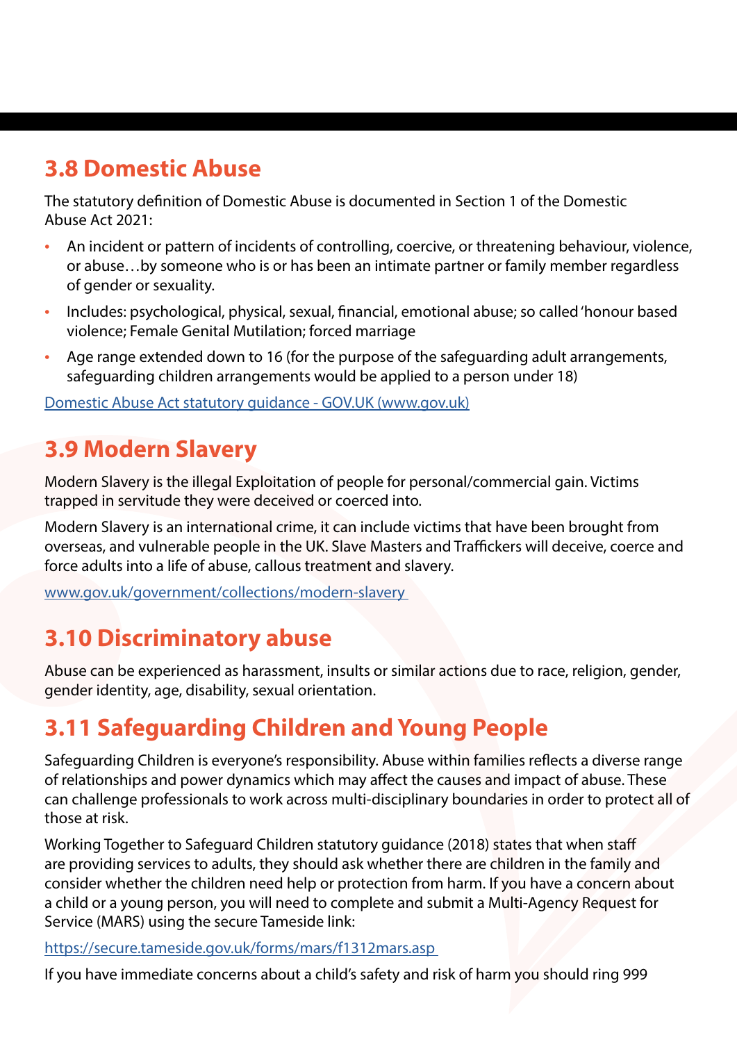## 3.8 Domestic Abuse

The statutory definition of Domestic Abuse is documented in Section 1 of the Domestic Abuse Act 2021:

- An incident or pattern of incidents of controlling, coercive, or threatening behaviour, violence, or abuse…by someone who is or has been an intimate partner or family member regardless of gender or sexuality.
- Includes: psychological, physical, sexual, financial, emotional abuse; so called 'honour based violence; Female Genital Mutilation; forced marriage
- Age range extended down to 16 (for the purpose of the safeguarding adult arrangements, safeguarding children arrangements would be applied to a person under 18)

[Domestic Abuse Act statutory guidance - GOV.UK (www.gov.uk)]

## 3.9 Modern Slavery

Modern Slavery is the illegal Exploitation of people for personal/commercial gain. Victims trapped in servitude they were deceived or coerced into.

Modern Slavery is an international crime, it can include victims that have been brought from overseas, and vulnerable people in the UK. Slave Masters and Traffickers will deceive, coerce and force adults into a life of abuse, callous treatment and slavery.

www.gov.uk/government/collections/modern-slavery

## 3.10 Discriminatory abuse

Abuse can be experienced as harassment, insults or similar actions due to race, religion, gender, gender identity, age, disability, sexual orientation.

## 3.11 Safeguarding Children and Young People

Safeguarding Children is everyone's responsibility. Abuse within families reflects a diverse range of relationships and power dynamics which may affect the causes and impact of abuse. These can challenge professionals to work across multi-disciplinary boundaries in order to protect all of those at risk.

Working Together to Safeguard Children statutory guidance (2018) states that when staff are providing services to adults, they should ask whether there are children in the family and consider whether the children need help or protection from harm. If you have a concern about a child or a young person, you will need to complete and submit a Multi-Agency Request for Service (MARS) using the secure Tameside link:

https://secure.tameside.gov.uk/forms/mars/f1312mars.asp

If you have immediate concerns about a child's safety and risk of harm you should ring 999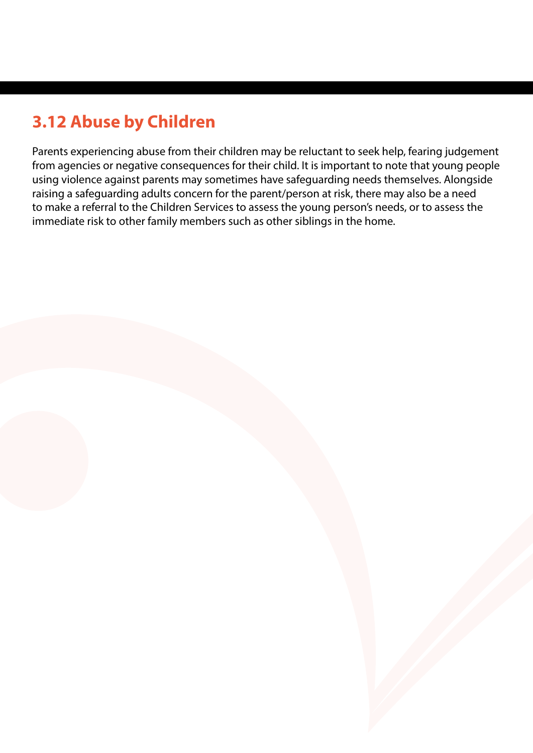## 3.12 Abuse by Children

Parents experiencing abuse from their children may be reluctant to seek help, fearing judgement from agencies or negative consequences for their child. It is important to note that young people using violence against parents may sometimes have safeguarding needs themselves. Alongside raising a safeguarding adults concern for the parent/person at risk, there may also be a need to make a referral to the Children Services to assess the young person's needs, or to assess the immediate risk to other family members such as other siblings in the home.